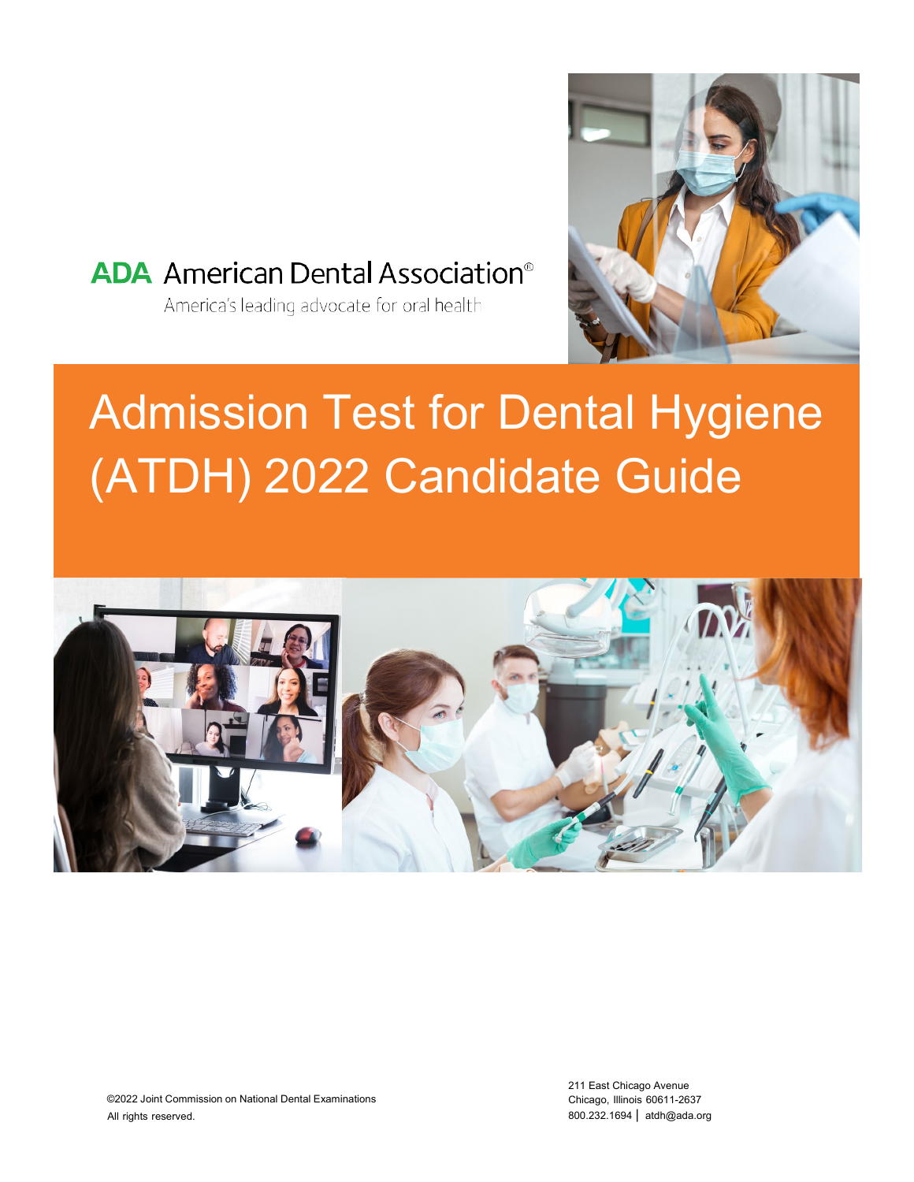ADA American Dental Association®

America's leading advocate for oral health

# Admission Test for Dental Hygiene (ATDH) 2022 Candidate Guide

©2022 Joint Commission on National Dental Examinations
All rights reserved.

211 East Chicago Avenue
Chicago, Illinois 60611-2637
800.232.1694 | atdh@ada.org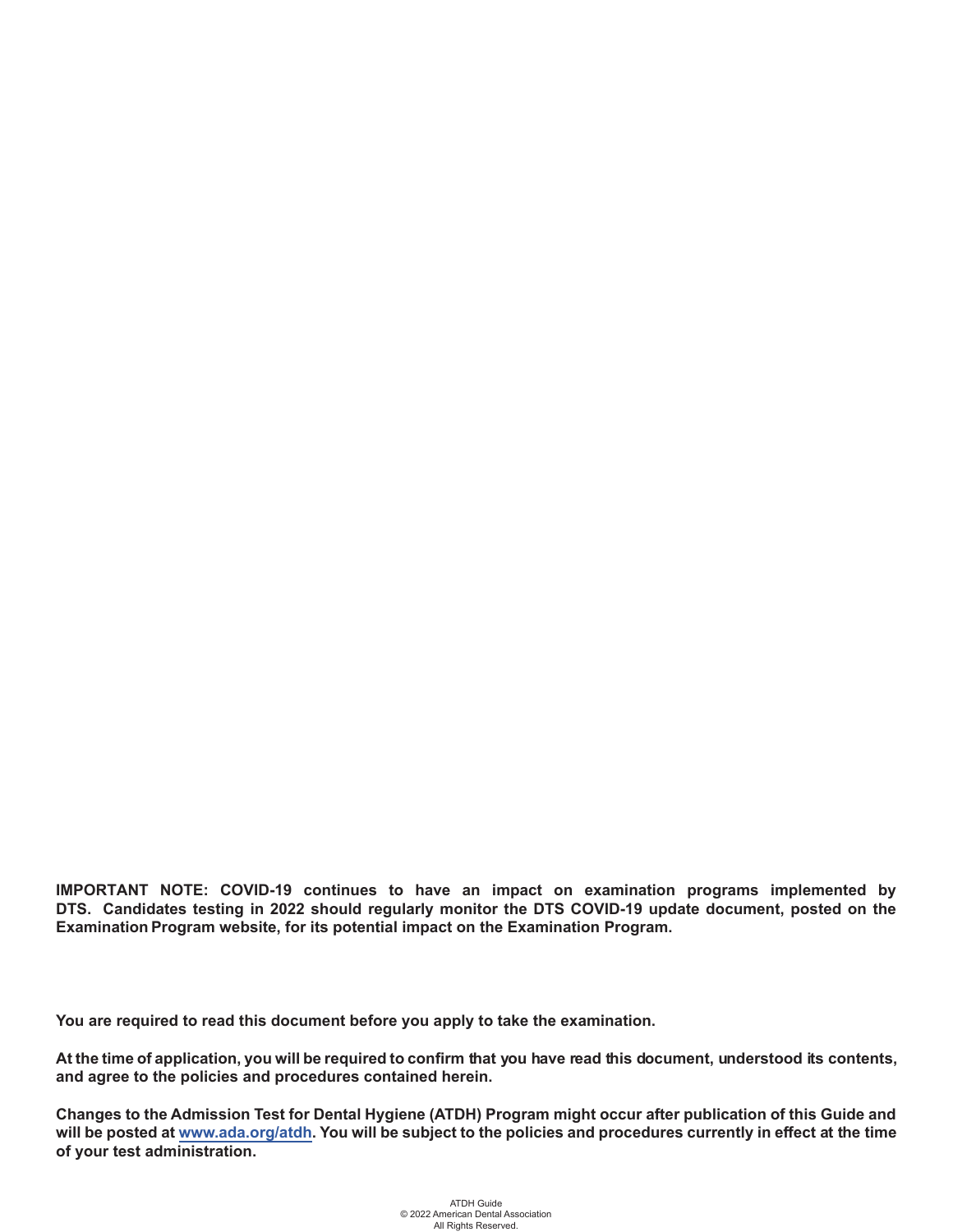**IMPORTANT NOTE: COVID-19 continues to have an impact on examination programs implemented by DTS. Candidates testing in 2022 should regularly monitor the DTS COVID-19 update document, posted on the Examination Program website, for its potential impact on the Examination Program.**

**You are required to read this document before you apply to take the examination.**

**At the time of application, you will be required to confirm that you have read this document, understood its contents, and agree to the policies and procedures contained herein.**

**Changes to the Admission Test for Dental Hygiene (ATDH) Program might occur after publication of this Guide and will be posted at [www.ada.org/atdh](http://www.ada.org/atdh). You will be subject to the policies and procedures currently in effect at the time of your test administration.**

ATDH Guide
© 2022 American Dental Association
All Rights Reserved.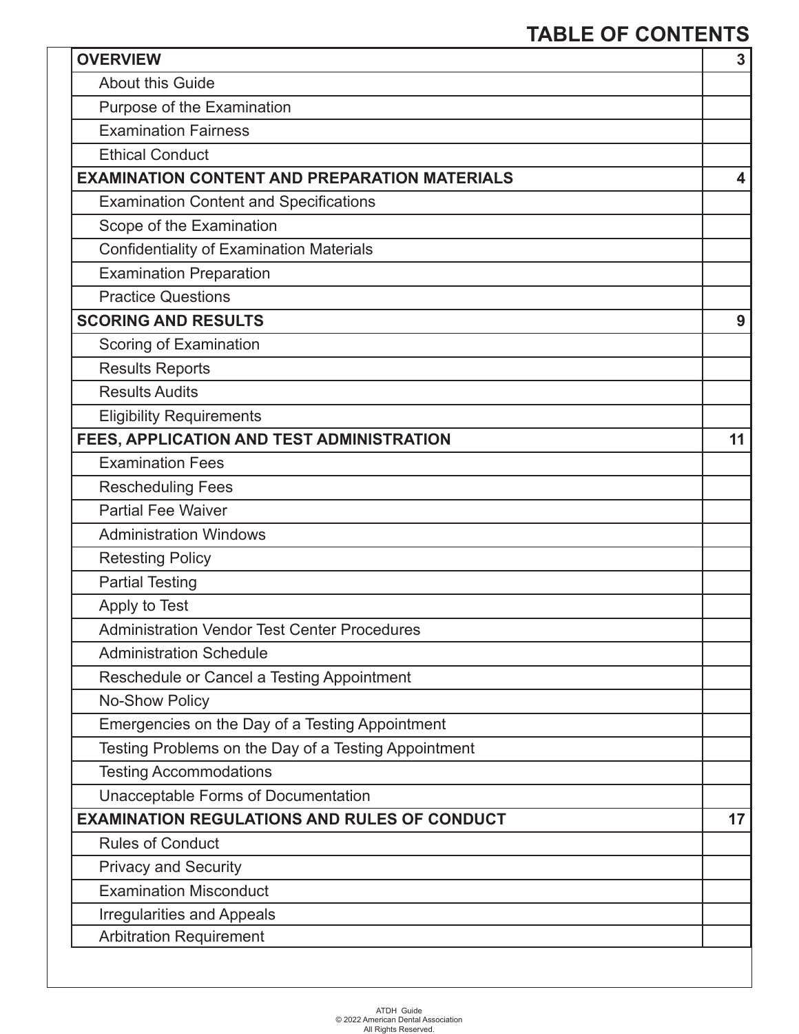# TABLE OF CONTENTS

| | |
|---|---|
| **OVERVIEW** | **3** |
| About this Guide | |
| Purpose of the Examination | |
| Examination Fairness | |
| Ethical Conduct | |
| **EXAMINATION CONTENT AND PREPARATION MATERIALS** | **4** |
| Examination Content and Specifications | |
| Scope of the Examination | |
| Confidentiality of Examination Materials | |
| Examination Preparation | |
| Practice Questions | |
| **SCORING AND RESULTS** | **9** |
| Scoring of Examination | |
| Results Reports | |
| Results Audits | |
| Eligibility Requirements | |
| **FEES, APPLICATION AND TEST ADMINISTRATION** | **11** |
| Examination Fees | |
| Rescheduling Fees | |
| Partial Fee Waiver | |
| Administration Windows | |
| Retesting Policy | |
| Partial Testing | |
| Apply to Test | |
| Administration Vendor Test Center Procedures | |
| Administration Schedule | |
| Reschedule or Cancel a Testing Appointment | |
| No-Show Policy | |
| Emergencies on the Day of a Testing Appointment | |
| Testing Problems on the Day of a Testing Appointment | |
| Testing Accommodations | |
| Unacceptable Forms of Documentation | |
| **EXAMINATION REGULATIONS AND RULES OF CONDUCT** | **17** |
| Rules of Conduct | |
| Privacy and Security | |
| Examination Misconduct | |
| Irregularities and Appeals | |
| Arbitration Requirement | |

ATDH Guide
© 2022 American Dental Association
All Rights Reserved.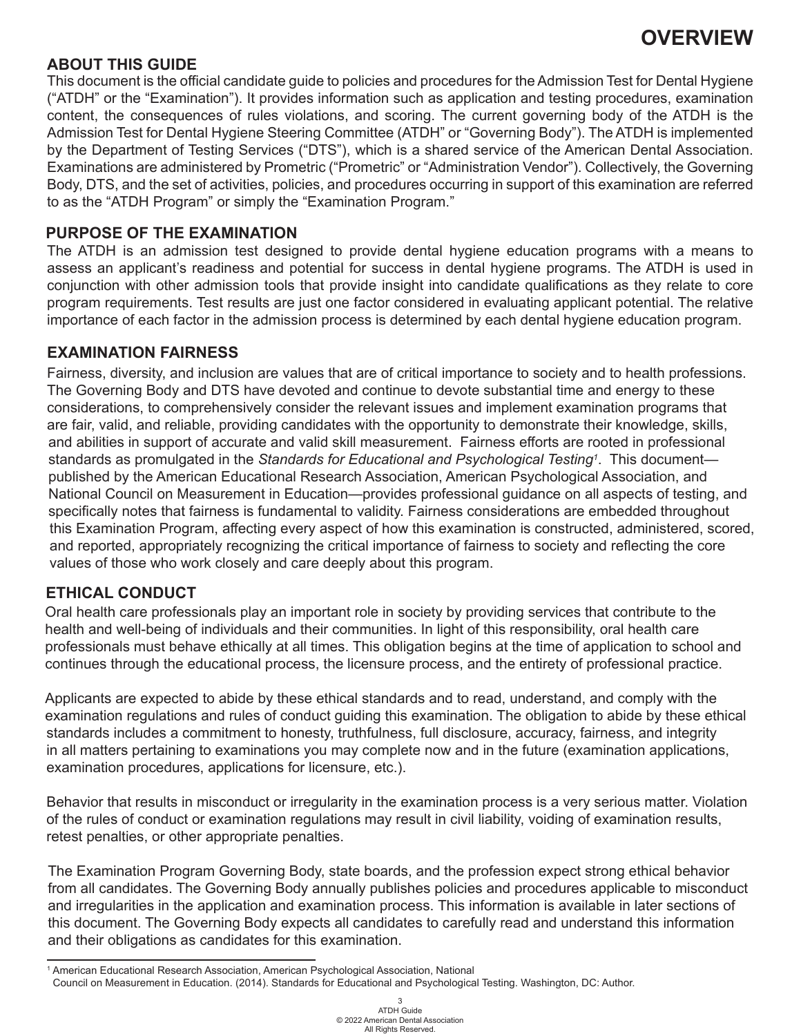# OVERVIEW

## ABOUT THIS GUIDE

This document is the official candidate guide to policies and procedures for the Admission Test for Dental Hygiene ("ATDH" or the "Examination"). It provides information such as application and testing procedures, examination content, the consequences of rules violations, and scoring. The current governing body of the ATDH is the Admission Test for Dental Hygiene Steering Committee (ATDH" or "Governing Body"). The ATDH is implemented by the Department of Testing Services ("DTS"), which is a shared service of the American Dental Association. Examinations are administered by Prometric ("Prometric" or "Administration Vendor"). Collectively, the Governing Body, DTS, and the set of activities, policies, and procedures occurring in support of this examination are referred to as the "ATDH Program" or simply the "Examination Program."

## PURPOSE OF THE EXAMINATION

The ATDH is an admission test designed to provide dental hygiene education programs with a means to assess an applicant's readiness and potential for success in dental hygiene programs. The ATDH is used in conjunction with other admission tools that provide insight into candidate qualifications as they relate to core program requirements. Test results are just one factor considered in evaluating applicant potential. The relative importance of each factor in the admission process is determined by each dental hygiene education program.

## EXAMINATION FAIRNESS

Fairness, diversity, and inclusion are values that are of critical importance to society and to health professions. The Governing Body and DTS have devoted and continue to devote substantial time and energy to these considerations, to comprehensively consider the relevant issues and implement examination programs that are fair, valid, and reliable, providing candidates with the opportunity to demonstrate their knowledge, skills, and abilities in support of accurate and valid skill measurement. Fairness efforts are rooted in professional standards as promulgated in the *Standards for Educational and Psychological Testing*[1]. This document—published by the American Educational Research Association, American Psychological Association, and National Council on Measurement in Education—provides professional guidance on all aspects of testing, and specifically notes that fairness is fundamental to validity. Fairness considerations are embedded throughout this Examination Program, affecting every aspect of how this examination is constructed, administered, scored, and reported, appropriately recognizing the critical importance of fairness to society and reflecting the core values of those who work closely and care deeply about this program.

## ETHICAL CONDUCT

Oral health care professionals play an important role in society by providing services that contribute to the health and well-being of individuals and their communities. In light of this responsibility, oral health care professionals must behave ethically at all times. This obligation begins at the time of application to school and continues through the educational process, the licensure process, and the entirety of professional practice.

Applicants are expected to abide by these ethical standards and to read, understand, and comply with the examination regulations and rules of conduct guiding this examination. The obligation to abide by these ethical standards includes a commitment to honesty, truthfulness, full disclosure, accuracy, fairness, and integrity in all matters pertaining to examinations you may complete now and in the future (examination applications, examination procedures, applications for licensure, etc.).

Behavior that results in misconduct or irregularity in the examination process is a very serious matter. Violation of the rules of conduct or examination regulations may result in civil liability, voiding of examination results, retest penalties, or other appropriate penalties.

The Examination Program Governing Body, state boards, and the profession expect strong ethical behavior from all candidates. The Governing Body annually publishes policies and procedures applicable to misconduct and irregularities in the application and examination process. This information is available in later sections of this document. The Governing Body expects all candidates to carefully read and understand this information and their obligations as candidates for this examination.

---

[1] American Educational Research Association, American Psychological Association, National Council on Measurement in Education. (2014). Standards for Educational and Psychological Testing. Washington, DC: Author.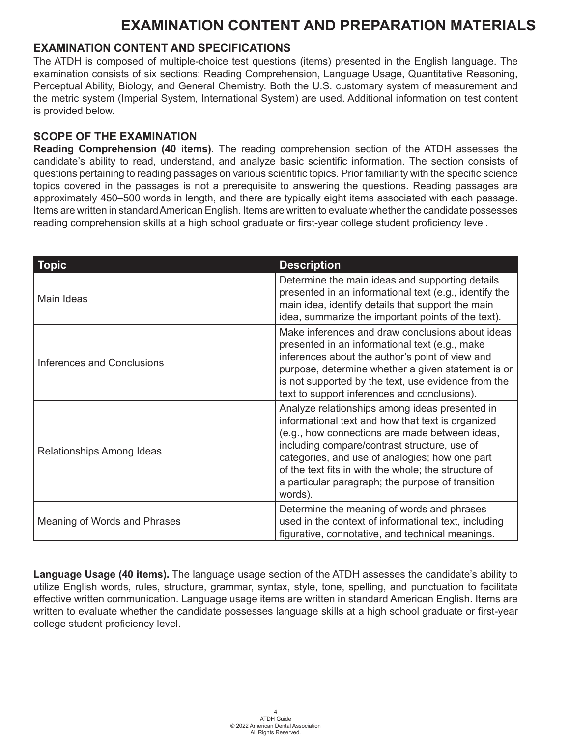# EXAMINATION CONTENT AND PREPARATION MATERIALS

## EXAMINATION CONTENT AND SPECIFICATIONS

The ATDH is composed of multiple-choice test questions (items) presented in the English language. The examination consists of six sections: Reading Comprehension, Language Usage, Quantitative Reasoning, Perceptual Ability, Biology, and General Chemistry. Both the U.S. customary system of measurement and the metric system (Imperial System, International System) are used. Additional information on test content is provided below.

## SCOPE OF THE EXAMINATION

**Reading Comprehension (40 items)**. The reading comprehension section of the ATDH assesses the candidate's ability to read, understand, and analyze basic scientific information. The section consists of questions pertaining to reading passages on various scientific topics. Prior familiarity with the specific science topics covered in the passages is not a prerequisite to answering the questions. Reading passages are approximately 450–500 words in length, and there are typically eight items associated with each passage. Items are written in standard American English. Items are written to evaluate whether the candidate possesses reading comprehension skills at a high school graduate or first-year college student proficiency level.

| Topic | Description |
|---|---|
| Main Ideas | Determine the main ideas and supporting details presented in an informational text (e.g., identify the main idea, identify details that support the main idea, summarize the important points of the text). |
| Inferences and Conclusions | Make inferences and draw conclusions about ideas presented in an informational text (e.g., make inferences about the author's point of view and purpose, determine whether a given statement is or is not supported by the text, use evidence from the text to support inferences and conclusions). |
| Relationships Among Ideas | Analyze relationships among ideas presented in informational text and how that text is organized (e.g., how connections are made between ideas, including compare/contrast structure, use of categories, and use of analogies; how one part of the text fits in with the whole; the structure of a particular paragraph; the purpose of transition words). |
| Meaning of Words and Phrases | Determine the meaning of words and phrases used in the context of informational text, including figurative, connotative, and technical meanings. |

**Language Usage (40 items).** The language usage section of the ATDH assesses the candidate's ability to utilize English words, rules, structure, grammar, syntax, style, tone, spelling, and punctuation to facilitate effective written communication. Language usage items are written in standard American English. Items are written to evaluate whether the candidate possesses language skills at a high school graduate or first-year college student proficiency level.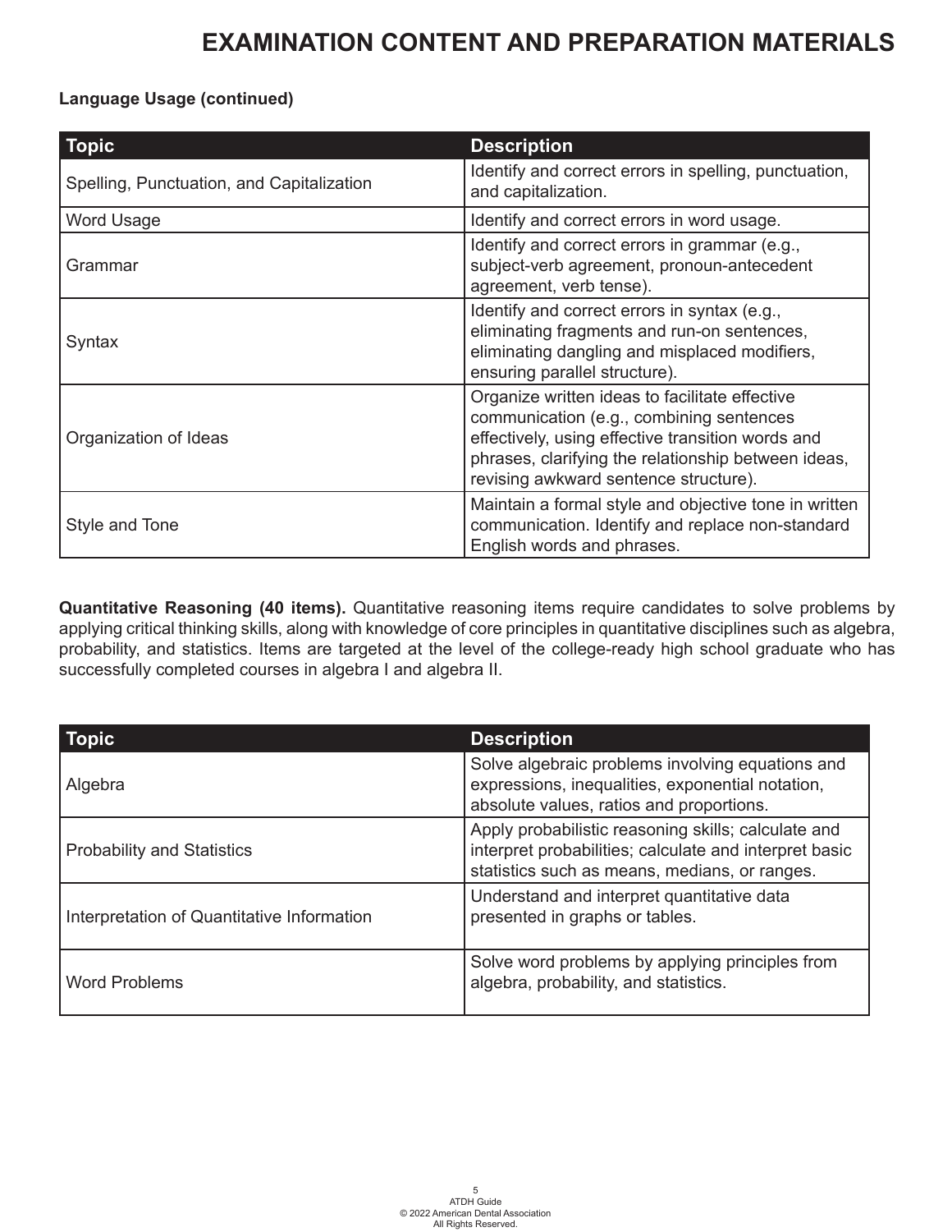# EXAMINATION CONTENT AND PREPARATION MATERIALS

**Language Usage (continued)**

| Topic | Description |
| --- | --- |
| Spelling, Punctuation, and Capitalization | Identify and correct errors in spelling, punctuation, and capitalization. |
| Word Usage | Identify and correct errors in word usage. |
| Grammar | Identify and correct errors in grammar (e.g., subject-verb agreement, pronoun-antecedent agreement, verb tense). |
| Syntax | Identify and correct errors in syntax (e.g., eliminating fragments and run-on sentences, eliminating dangling and misplaced modifiers, ensuring parallel structure). |
| Organization of Ideas | Organize written ideas to facilitate effective communication (e.g., combining sentences effectively, using effective transition words and phrases, clarifying the relationship between ideas, revising awkward sentence structure). |
| Style and Tone | Maintain a formal style and objective tone in written communication. Identify and replace non-standard English words and phrases. |

**Quantitative Reasoning (40 items).** Quantitative reasoning items require candidates to solve problems by applying critical thinking skills, along with knowledge of core principles in quantitative disciplines such as algebra, probability, and statistics. Items are targeted at the level of the college-ready high school graduate who has successfully completed courses in algebra I and algebra II.

| Topic | Description |
| --- | --- |
| Algebra | Solve algebraic problems involving equations and expressions, inequalities, exponential notation, absolute values, ratios and proportions. |
| Probability and Statistics | Apply probabilistic reasoning skills; calculate and interpret probabilities; calculate and interpret basic statistics such as means, medians, or ranges. |
| Interpretation of Quantitative Information | Understand and interpret quantitative data presented in graphs or tables. |
| Word Problems | Solve word problems by applying principles from algebra, probability, and statistics. |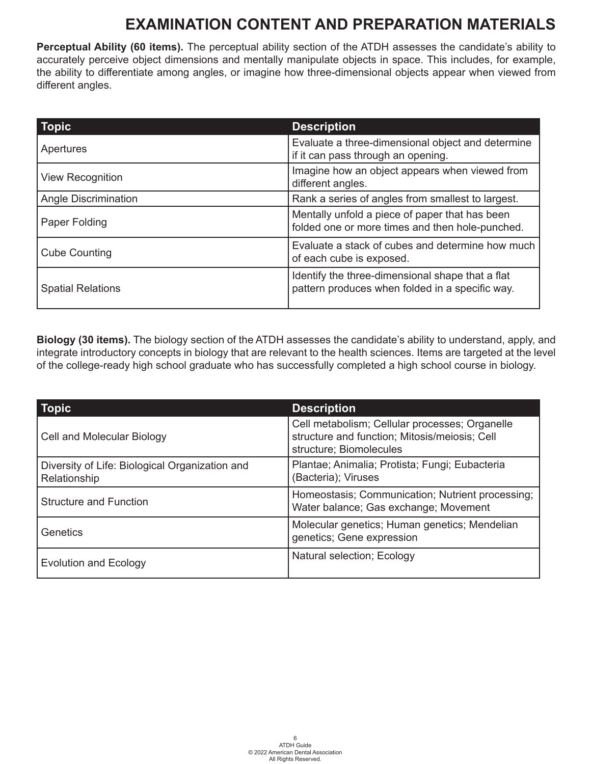# EXAMINATION CONTENT AND PREPARATION MATERIALS

**Perceptual Ability (60 items).** The perceptual ability section of the ATDH assesses the candidate's ability to accurately perceive object dimensions and mentally manipulate objects in space. This includes, for example, the ability to differentiate among angles, or imagine how three-dimensional objects appear when viewed from different angles.

| Topic | Description |
|---|---|
| Apertures | Evaluate a three-dimensional object and determine if it can pass through an opening. |
| View Recognition | Imagine how an object appears when viewed from different angles. |
| Angle Discrimination | Rank a series of angles from smallest to largest. |
| Paper Folding | Mentally unfold a piece of paper that has been folded one or more times and then hole-punched. |
| Cube Counting | Evaluate a stack of cubes and determine how much of each cube is exposed. |
| Spatial Relations | Identify the three-dimensional shape that a flat pattern produces when folded in a specific way. |

**Biology (30 items).** The biology section of the ATDH assesses the candidate's ability to understand, apply, and integrate introductory concepts in biology that are relevant to the health sciences. Items are targeted at the level of the college-ready high school graduate who has successfully completed a high school course in biology.

| Topic | Description |
|---|---|
| Cell and Molecular Biology | Cell metabolism; Cellular processes; Organelle structure and function; Mitosis/meiosis; Cell structure; Biomolecules |
| Diversity of Life: Biological Organization and Relationship | Plantae; Animalia; Protista; Fungi; Eubacteria (Bacteria); Viruses |
| Structure and Function | Homeostasis; Communication; Nutrient processing; Water balance; Gas exchange; Movement |
| Genetics | Molecular genetics; Human genetics; Mendelian genetics; Gene expression |
| Evolution and Ecology | Natural selection; Ecology |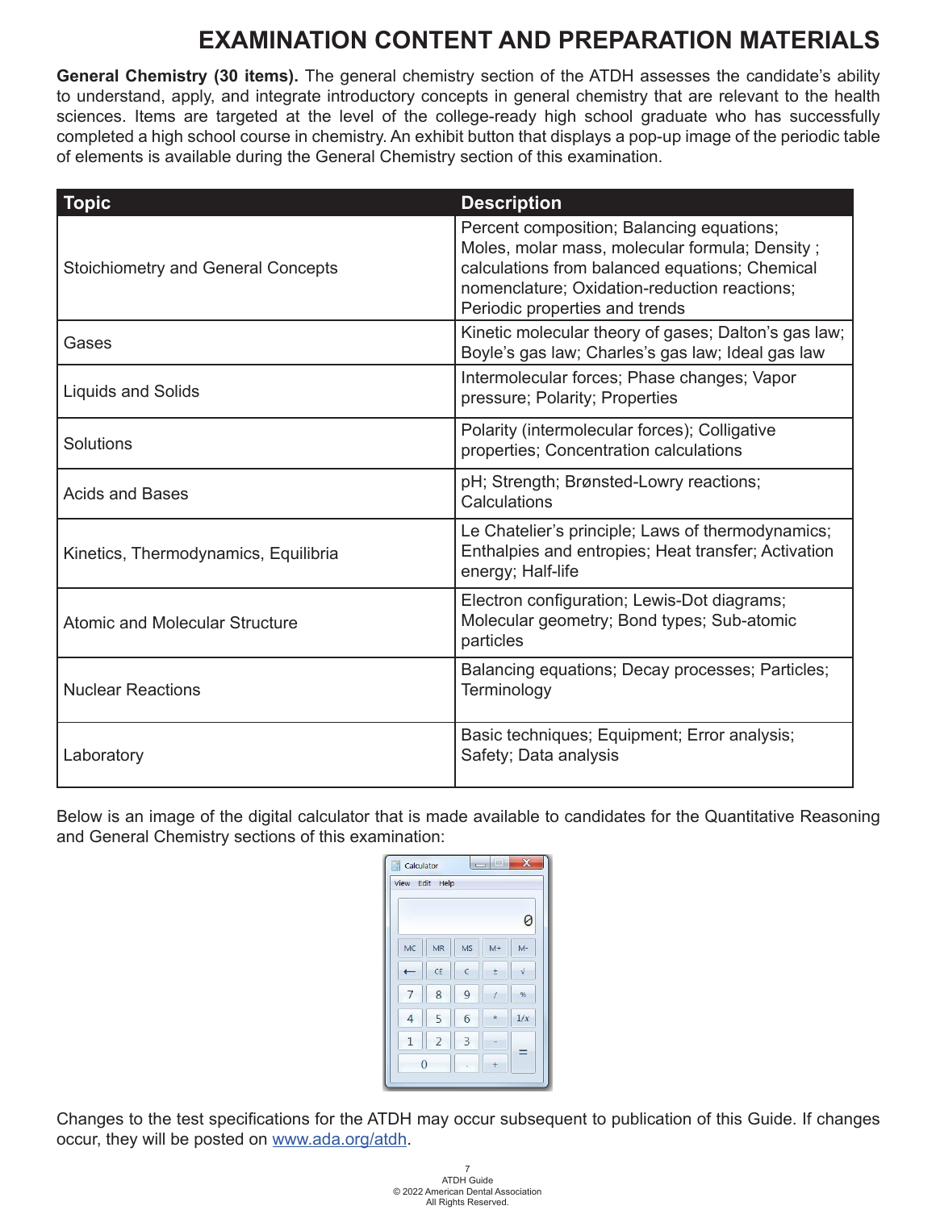# EXAMINATION CONTENT AND PREPARATION MATERIALS

**General Chemistry (30 items).** The general chemistry section of the ATDH assesses the candidate's ability to understand, apply, and integrate introductory concepts in general chemistry that are relevant to the health sciences. Items are targeted at the level of the college-ready high school graduate who has successfully completed a high school course in chemistry. An exhibit button that displays a pop-up image of the periodic table of elements is available during the General Chemistry section of this examination.

| Topic | Description |
| --- | --- |
| Stoichiometry and General Concepts | Percent composition; Balancing equations; Moles, molar mass, molecular formula; Density ; calculations from balanced equations; Chemical nomenclature; Oxidation-reduction reactions; Periodic properties and trends |
| Gases | Kinetic molecular theory of gases; Dalton's gas law; Boyle's gas law; Charles's gas law; Ideal gas law |
| Liquids and Solids | Intermolecular forces; Phase changes; Vapor pressure; Polarity; Properties |
| Solutions | Polarity (intermolecular forces); Colligative properties; Concentration calculations |
| Acids and Bases | pH; Strength; Brønsted-Lowry reactions; Calculations |
| Kinetics, Thermodynamics, Equilibria | Le Chatelier's principle; Laws of thermodynamics; Enthalpies and entropies; Heat transfer; Activation energy; Half-life |
| Atomic and Molecular Structure | Electron configuration; Lewis-Dot diagrams; Molecular geometry; Bond types; Sub-atomic particles |
| Nuclear Reactions | Balancing equations; Decay processes; Particles; Terminology |
| Laboratory | Basic techniques; Equipment; Error analysis; Safety; Data analysis |

Below is an image of the digital calculator that is made available to candidates for the Quantitative Reasoning and General Chemistry sections of this examination:

Changes to the test specifications for the ATDH may occur subsequent to publication of this Guide. If changes occur, they will be posted on www.ada.org/atdh.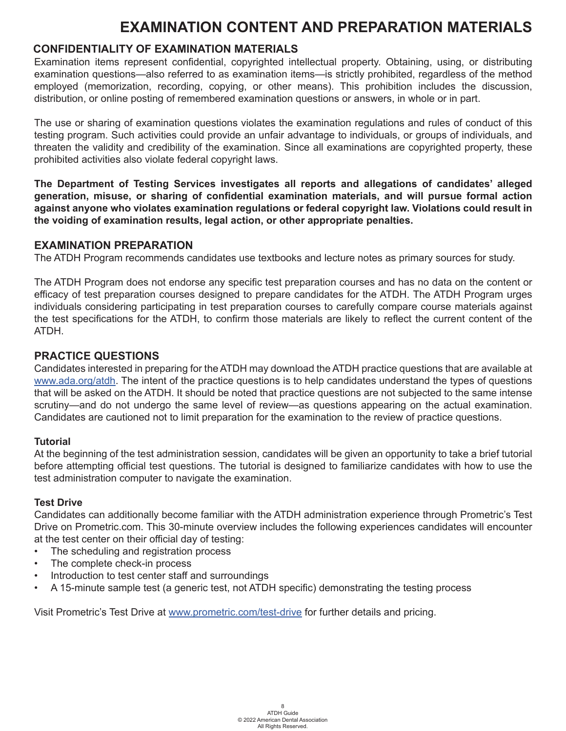# EXAMINATION CONTENT AND PREPARATION MATERIALS

## CONFIDENTIALITY OF EXAMINATION MATERIALS

Examination items represent confidential, copyrighted intellectual property. Obtaining, using, or distributing examination questions—also referred to as examination items—is strictly prohibited, regardless of the method employed (memorization, recording, copying, or other means). This prohibition includes the discussion, distribution, or online posting of remembered examination questions or answers, in whole or in part.

The use or sharing of examination questions violates the examination regulations and rules of conduct of this testing program. Such activities could provide an unfair advantage to individuals, or groups of individuals, and threaten the validity and credibility of the examination. Since all examinations are copyrighted property, these prohibited activities also violate federal copyright laws.

**The Department of Testing Services investigates all reports and allegations of candidates' alleged generation, misuse, or sharing of confidential examination materials, and will pursue formal action against anyone who violates examination regulations or federal copyright law. Violations could result in the voiding of examination results, legal action, or other appropriate penalties.**

## EXAMINATION PREPARATION

The ATDH Program recommends candidates use textbooks and lecture notes as primary sources for study.

The ATDH Program does not endorse any specific test preparation courses and has no data on the content or efficacy of test preparation courses designed to prepare candidates for the ATDH. The ATDH Program urges individuals considering participating in test preparation courses to carefully compare course materials against the test specifications for the ATDH, to confirm those materials are likely to reflect the current content of the ATDH.

## PRACTICE QUESTIONS

Candidates interested in preparing for the ATDH may download the ATDH practice questions that are available at www.ada.org/atdh. The intent of the practice questions is to help candidates understand the types of questions that will be asked on the ATDH. It should be noted that practice questions are not subjected to the same intense scrutiny—and do not undergo the same level of review—as questions appearing on the actual examination. Candidates are cautioned not to limit preparation for the examination to the review of practice questions.

### Tutorial

At the beginning of the test administration session, candidates will be given an opportunity to take a brief tutorial before attempting official test questions. The tutorial is designed to familiarize candidates with how to use the test administration computer to navigate the examination.

### Test Drive

Candidates can additionally become familiar with the ATDH administration experience through Prometric's Test Drive on Prometric.com. This 30-minute overview includes the following experiences candidates will encounter at the test center on their official day of testing:

- The scheduling and registration process
- The complete check-in process
- Introduction to test center staff and surroundings
- A 15-minute sample test (a generic test, not ATDH specific) demonstrating the testing process

Visit Prometric's Test Drive at www.prometric.com/test-drive for further details and pricing.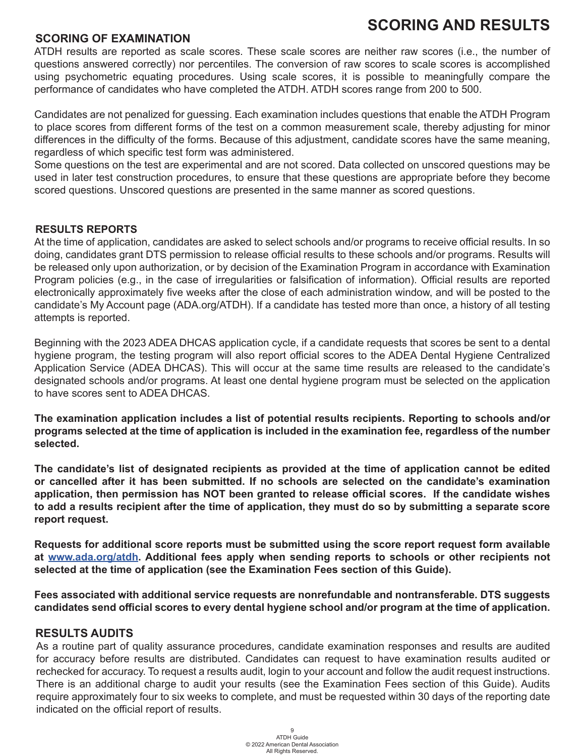# SCORING AND RESULTS

## SCORING OF EXAMINATION

ATDH results are reported as scale scores. These scale scores are neither raw scores (i.e., the number of questions answered correctly) nor percentiles. The conversion of raw scores to scale scores is accomplished using psychometric equating procedures. Using scale scores, it is possible to meaningfully compare the performance of candidates who have completed the ATDH. ATDH scores range from 200 to 500.

Candidates are not penalized for guessing. Each examination includes questions that enable the ATDH Program to place scores from different forms of the test on a common measurement scale, thereby adjusting for minor differences in the difficulty of the forms. Because of this adjustment, candidate scores have the same meaning, regardless of which specific test form was administered.

Some questions on the test are experimental and are not scored. Data collected on unscored questions may be used in later test construction procedures, to ensure that these questions are appropriate before they become scored questions. Unscored questions are presented in the same manner as scored questions.

## RESULTS REPORTS

At the time of application, candidates are asked to select schools and/or programs to receive official results. In so doing, candidates grant DTS permission to release official results to these schools and/or programs. Results will be released only upon authorization, or by decision of the Examination Program in accordance with Examination Program policies (e.g., in the case of irregularities or falsification of information). Official results are reported electronically approximately five weeks after the close of each administration window, and will be posted to the candidate's My Account page (ADA.org/ATDH). If a candidate has tested more than once, a history of all testing attempts is reported.

Beginning with the 2023 ADEA DHCAS application cycle, if a candidate requests that scores be sent to a dental hygiene program, the testing program will also report official scores to the ADEA Dental Hygiene Centralized Application Service (ADEA DHCAS). This will occur at the same time results are released to the candidate's designated schools and/or programs. At least one dental hygiene program must be selected on the application to have scores sent to ADEA DHCAS.

**The examination application includes a list of potential results recipients. Reporting to schools and/or programs selected at the time of application is included in the examination fee, regardless of the number selected.**

**The candidate's list of designated recipients as provided at the time of application cannot be edited or cancelled after it has been submitted. If no schools are selected on the candidate's examination application, then permission has NOT been granted to release official scores. If the candidate wishes to add a results recipient after the time of application, they must do so by submitting a separate score report request.**

**Requests for additional score reports must be submitted using the score report request form available at [www.ada.org/atdh](www.ada.org/atdh). Additional fees apply when sending reports to schools or other recipients not selected at the time of application (see the Examination Fees section of this Guide).**

**Fees associated with additional service requests are nonrefundable and nontransferable. DTS suggests candidates send official scores to every dental hygiene school and/or program at the time of application.**

## RESULTS AUDITS

As a routine part of quality assurance procedures, candidate examination responses and results are audited for accuracy before results are distributed. Candidates can request to have examination results audited or rechecked for accuracy. To request a results audit, login to your account and follow the audit request instructions. There is an additional charge to audit your results (see the Examination Fees section of this Guide). Audits require approximately four to six weeks to complete, and must be requested within 30 days of the reporting date indicated on the official report of results.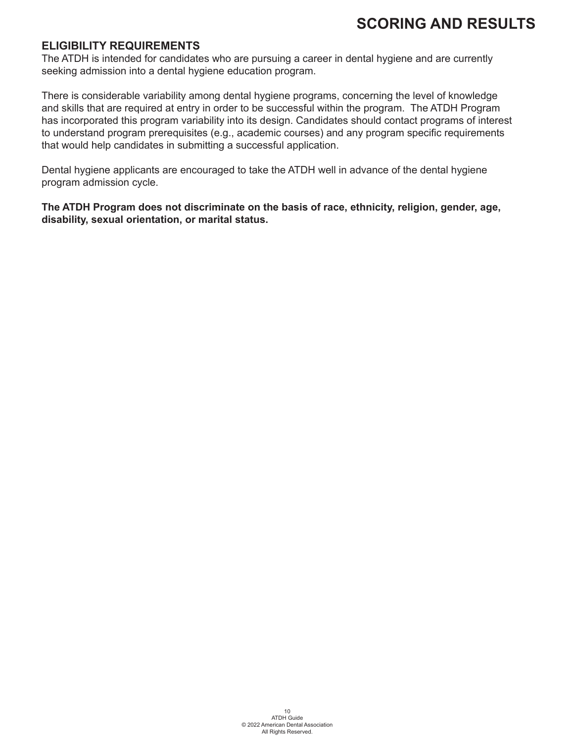## ELIGIBILITY REQUIREMENTS

The ATDH is intended for candidates who are pursuing a career in dental hygiene and are currently seeking admission into a dental hygiene education program.

There is considerable variability among dental hygiene programs, concerning the level of knowledge and skills that are required at entry in order to be successful within the program. The ATDH Program has incorporated this program variability into its design. Candidates should contact programs of interest to understand program prerequisites (e.g., academic courses) and any program specific requirements that would help candidates in submitting a successful application.

Dental hygiene applicants are encouraged to take the ATDH well in advance of the dental hygiene program admission cycle.

**The ATDH Program does not discriminate on the basis of race, ethnicity, religion, gender, age, disability, sexual orientation, or marital status.**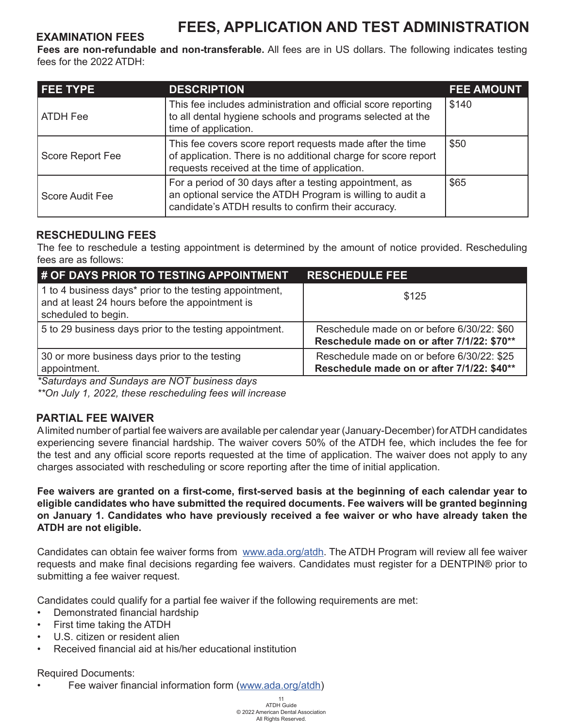# FEES, APPLICATION AND TEST ADMINISTRATION

## EXAMINATION FEES

**Fees are non-refundable and non-transferable.** All fees are in US dollars. The following indicates testing fees for the 2022 ATDH:

| FEE TYPE | DESCRIPTION | FEE AMOUNT |
|---|---|---|
| ATDH Fee | This fee includes administration and official score reporting to all dental hygiene schools and programs selected at the time of application. | $140 |
| Score Report Fee | This fee covers score report requests made after the time of application. There is no additional charge for score report requests received at the time of application. | $50 |
| Score Audit Fee | For a period of 30 days after a testing appointment, as an optional service the ATDH Program is willing to audit a candidate's ATDH results to confirm their accuracy. | $65 |

## RESCHEDULING FEES

The fee to reschedule a testing appointment is determined by the amount of notice provided. Rescheduling fees are as follows:

| # OF DAYS PRIOR TO TESTING APPOINTMENT | RESCHEDULE FEE |
|---|---|
| 1 to 4 business days* prior to the testing appointment, and at least 24 hours before the appointment is scheduled to begin. | $125 |
| 5 to 29 business days prior to the testing appointment. | Reschedule made on or before 6/30/22: $60<br>**Reschedule made on or after 7/1/22: $70**** |
| 30 or more business days prior to the testing appointment. | Reschedule made on or before 6/30/22: $25<br>**Reschedule made on or after 7/1/22: $40**** |

*\*Saturdays and Sundays are NOT business days*

*\*\*On July 1, 2022, these rescheduling fees will increase*

## PARTIAL FEE WAIVER

A limited number of partial fee waivers are available per calendar year (January-December) for ATDH candidates experiencing severe financial hardship. The waiver covers 50% of the ATDH fee, which includes the fee for the test and any official score reports requested at the time of application. The waiver does not apply to any charges associated with rescheduling or score reporting after the time of initial application.

**Fee waivers are granted on a first-come, first-served basis at the beginning of each calendar year to eligible candidates who have submitted the required documents. Fee waivers will be granted beginning on January 1. Candidates who have previously received a fee waiver or who have already taken the ATDH are not eligible.**

Candidates can obtain fee waiver forms from www.ada.org/atdh. The ATDH Program will review all fee waiver requests and make final decisions regarding fee waivers. Candidates must register for a DENTPIN® prior to submitting a fee waiver request.

Candidates could qualify for a partial fee waiver if the following requirements are met:

- Demonstrated financial hardship
- First time taking the ATDH
- U.S. citizen or resident alien
- Received financial aid at his/her educational institution

Required Documents:

- Fee waiver financial information form (www.ada.org/atdh)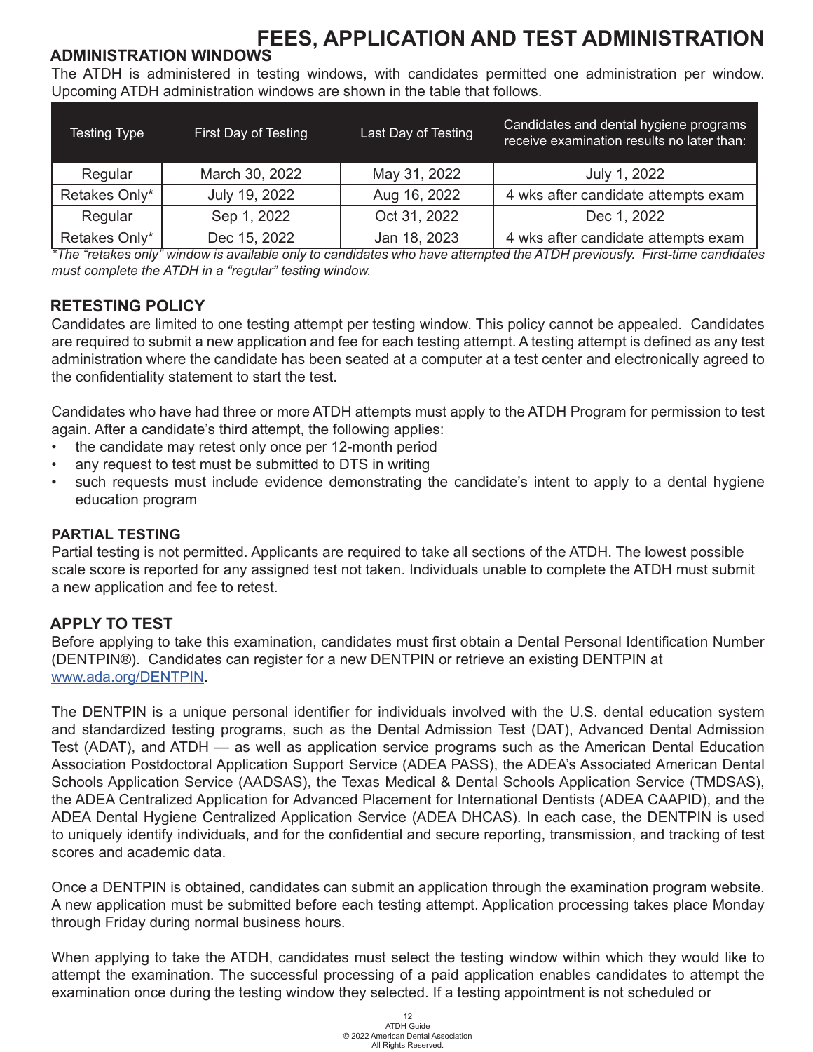# FEES, APPLICATION AND TEST ADMINISTRATION

## ADMINISTRATION WINDOWS

The ATDH is administered in testing windows, with candidates permitted one administration per window. Upcoming ATDH administration windows are shown in the table that follows.

| Testing Type | First Day of Testing | Last Day of Testing | Candidates and dental hygiene programs receive examination results no later than: |
|---|---|---|---|
| Regular | March 30, 2022 | May 31, 2022 | July 1, 2022 |
| Retakes Only* | July 19, 2022 | Aug 16, 2022 | 4 wks after candidate attempts exam |
| Regular | Sep 1, 2022 | Oct 31, 2022 | Dec 1, 2022 |
| Retakes Only* | Dec 15, 2022 | Jan 18, 2023 | 4 wks after candidate attempts exam |

*\*The "retakes only" window is available only to candidates who have attempted the ATDH previously. First-time candidates must complete the ATDH in a "regular" testing window.*

## RETESTING POLICY

Candidates are limited to one testing attempt per testing window. This policy cannot be appealed. Candidates are required to submit a new application and fee for each testing attempt. A testing attempt is defined as any test administration where the candidate has been seated at a computer at a test center and electronically agreed to the confidentiality statement to start the test.

Candidates who have had three or more ATDH attempts must apply to the ATDH Program for permission to test again. After a candidate's third attempt, the following applies:

- the candidate may retest only once per 12-month period
- any request to test must be submitted to DTS in writing
- such requests must include evidence demonstrating the candidate's intent to apply to a dental hygiene education program

### PARTIAL TESTING

Partial testing is not permitted. Applicants are required to take all sections of the ATDH. The lowest possible scale score is reported for any assigned test not taken. Individuals unable to complete the ATDH must submit a new application and fee to retest.

## APPLY TO TEST

Before applying to take this examination, candidates must first obtain a Dental Personal Identification Number (DENTPIN®). Candidates can register for a new DENTPIN or retrieve an existing DENTPIN at [www.ada.org/DENTPIN](http://www.ada.org/DENTPIN).

The DENTPIN is a unique personal identifier for individuals involved with the U.S. dental education system and standardized testing programs, such as the Dental Admission Test (DAT), Advanced Dental Admission Test (ADAT), and ATDH — as well as application service programs such as the American Dental Education Association Postdoctoral Application Support Service (ADEA PASS), the ADEA's Associated American Dental Schools Application Service (AADSAS), the Texas Medical & Dental Schools Application Service (TMDSAS), the ADEA Centralized Application for Advanced Placement for International Dentists (ADEA CAAPID), and the ADEA Dental Hygiene Centralized Application Service (ADEA DHCAS). In each case, the DENTPIN is used to uniquely identify individuals, and for the confidential and secure reporting, transmission, and tracking of test scores and academic data.

Once a DENTPIN is obtained, candidates can submit an application through the examination program website. A new application must be submitted before each testing attempt. Application processing takes place Monday through Friday during normal business hours.

When applying to take the ATDH, candidates must select the testing window within which they would like to attempt the examination. The successful processing of a paid application enables candidates to attempt the examination once during the testing window they selected. If a testing appointment is not scheduled or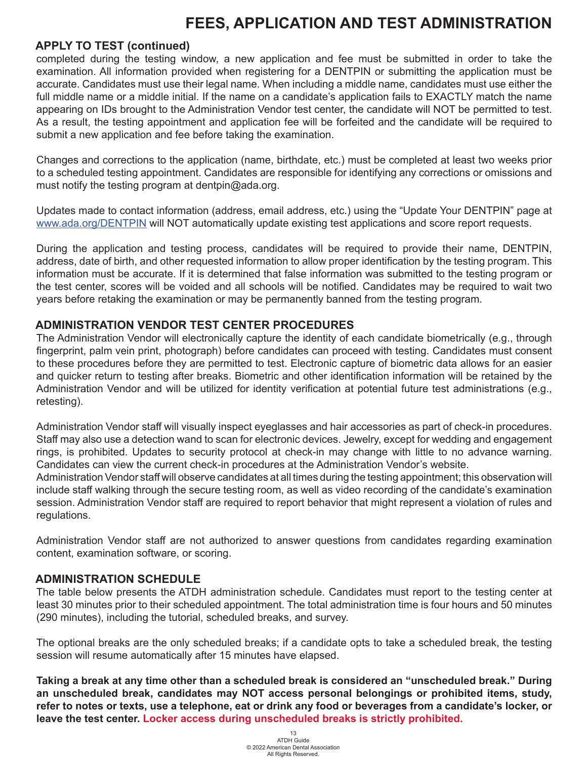# FEES, APPLICATION AND TEST ADMINISTRATION

## APPLY TO TEST (continued)

completed during the testing window, a new application and fee must be submitted in order to take the examination. All information provided when registering for a DENTPIN or submitting the application must be accurate. Candidates must use their legal name. When including a middle name, candidates must use either the full middle name or a middle initial. If the name on a candidate's application fails to EXACTLY match the name appearing on IDs brought to the Administration Vendor test center, the candidate will NOT be permitted to test. As a result, the testing appointment and application fee will be forfeited and the candidate will be required to submit a new application and fee before taking the examination.

Changes and corrections to the application (name, birthdate, etc.) must be completed at least two weeks prior to a scheduled testing appointment. Candidates are responsible for identifying any corrections or omissions and must notify the testing program at dentpin@ada.org.

Updates made to contact information (address, email address, etc.) using the "Update Your DENTPIN" page at www.ada.org/DENTPIN will NOT automatically update existing test applications and score report requests.

During the application and testing process, candidates will be required to provide their name, DENTPIN, address, date of birth, and other requested information to allow proper identification by the testing program. This information must be accurate. If it is determined that false information was submitted to the testing program or the test center, scores will be voided and all schools will be notified. Candidates may be required to wait two years before retaking the examination or may be permanently banned from the testing program.

## ADMINISTRATION VENDOR TEST CENTER PROCEDURES

The Administration Vendor will electronically capture the identity of each candidate biometrically (e.g., through fingerprint, palm vein print, photograph) before candidates can proceed with testing. Candidates must consent to these procedures before they are permitted to test. Electronic capture of biometric data allows for an easier and quicker return to testing after breaks. Biometric and other identification information will be retained by the Administration Vendor and will be utilized for identity verification at potential future test administrations (e.g., retesting).

Administration Vendor staff will visually inspect eyeglasses and hair accessories as part of check-in procedures. Staff may also use a detection wand to scan for electronic devices. Jewelry, except for wedding and engagement rings, is prohibited. Updates to security protocol at check-in may change with little to no advance warning. Candidates can view the current check-in procedures at the Administration Vendor's website.

Administration Vendor staff will observe candidates at all times during the testing appointment; this observation will include staff walking through the secure testing room, as well as video recording of the candidate's examination session. Administration Vendor staff are required to report behavior that might represent a violation of rules and regulations.

Administration Vendor staff are not authorized to answer questions from candidates regarding examination content, examination software, or scoring.

## ADMINISTRATION SCHEDULE

The table below presents the ATDH administration schedule. Candidates must report to the testing center at least 30 minutes prior to their scheduled appointment. The total administration time is four hours and 50 minutes (290 minutes), including the tutorial, scheduled breaks, and survey.

The optional breaks are the only scheduled breaks; if a candidate opts to take a scheduled break, the testing session will resume automatically after 15 minutes have elapsed.

**Taking a break at any time other than a scheduled break is considered an "unscheduled break." During an unscheduled break, candidates may NOT access personal belongings or prohibited items, study, refer to notes or texts, use a telephone, eat or drink any food or beverages from a candidate's locker, or leave the test center. Locker access during unscheduled breaks is strictly prohibited.**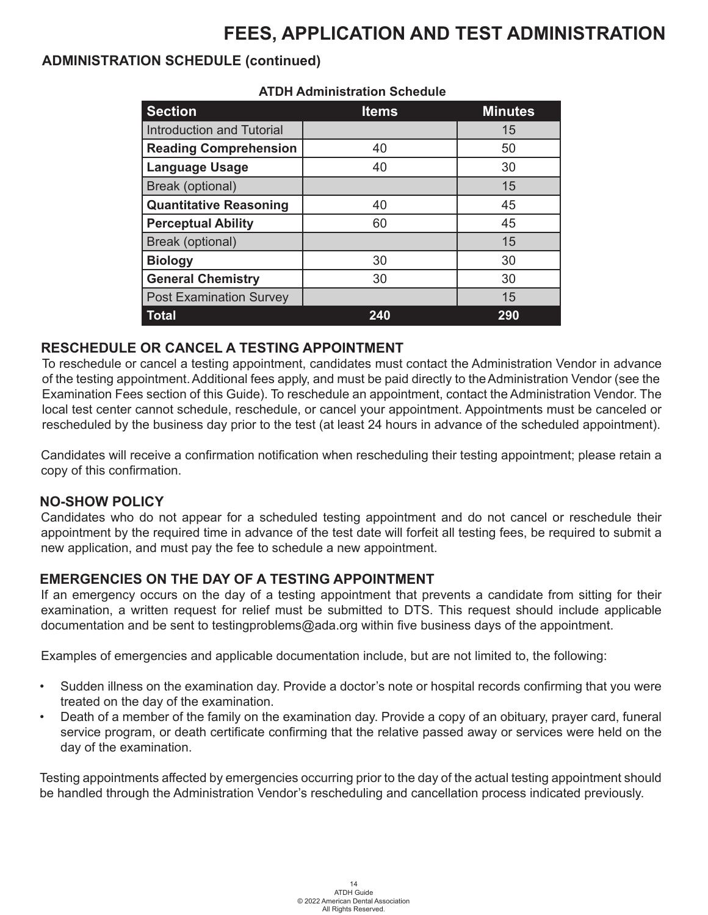# FEES, APPLICATION AND TEST ADMINISTRATION

## ADMINISTRATION SCHEDULE (continued)

**ATDH Administration Schedule**

| Section | Items | Minutes |
|---|---|---|
| Introduction and Tutorial | | 15 |
| **Reading Comprehension** | 40 | 50 |
| **Language Usage** | 40 | 30 |
| Break (optional) | | 15 |
| **Quantitative Reasoning** | 40 | 45 |
| **Perceptual Ability** | 60 | 45 |
| Break (optional) | | 15 |
| **Biology** | 30 | 30 |
| **General Chemistry** | 30 | 30 |
| Post Examination Survey | | 15 |
| **Total** | **240** | **290** |

## RESCHEDULE OR CANCEL A TESTING APPOINTMENT

To reschedule or cancel a testing appointment, candidates must contact the Administration Vendor in advance of the testing appointment. Additional fees apply, and must be paid directly to the Administration Vendor (see the Examination Fees section of this Guide). To reschedule an appointment, contact the Administration Vendor. The local test center cannot schedule, reschedule, or cancel your appointment. Appointments must be canceled or rescheduled by the business day prior to the test (at least 24 hours in advance of the scheduled appointment).

Candidates will receive a confirmation notification when rescheduling their testing appointment; please retain a copy of this confirmation.

## NO-SHOW POLICY

Candidates who do not appear for a scheduled testing appointment and do not cancel or reschedule their appointment by the required time in advance of the test date will forfeit all testing fees, be required to submit a new application, and must pay the fee to schedule a new appointment.

## EMERGENCIES ON THE DAY OF A TESTING APPOINTMENT

If an emergency occurs on the day of a testing appointment that prevents a candidate from sitting for their examination, a written request for relief must be submitted to DTS. This request should include applicable documentation and be sent to testingproblems@ada.org within five business days of the appointment.

Examples of emergencies and applicable documentation include, but are not limited to, the following:

- Sudden illness on the examination day. Provide a doctor's note or hospital records confirming that you were treated on the day of the examination.
- Death of a member of the family on the examination day. Provide a copy of an obituary, prayer card, funeral service program, or death certificate confirming that the relative passed away or services were held on the day of the examination.

Testing appointments affected by emergencies occurring prior to the day of the actual testing appointment should be handled through the Administration Vendor's rescheduling and cancellation process indicated previously.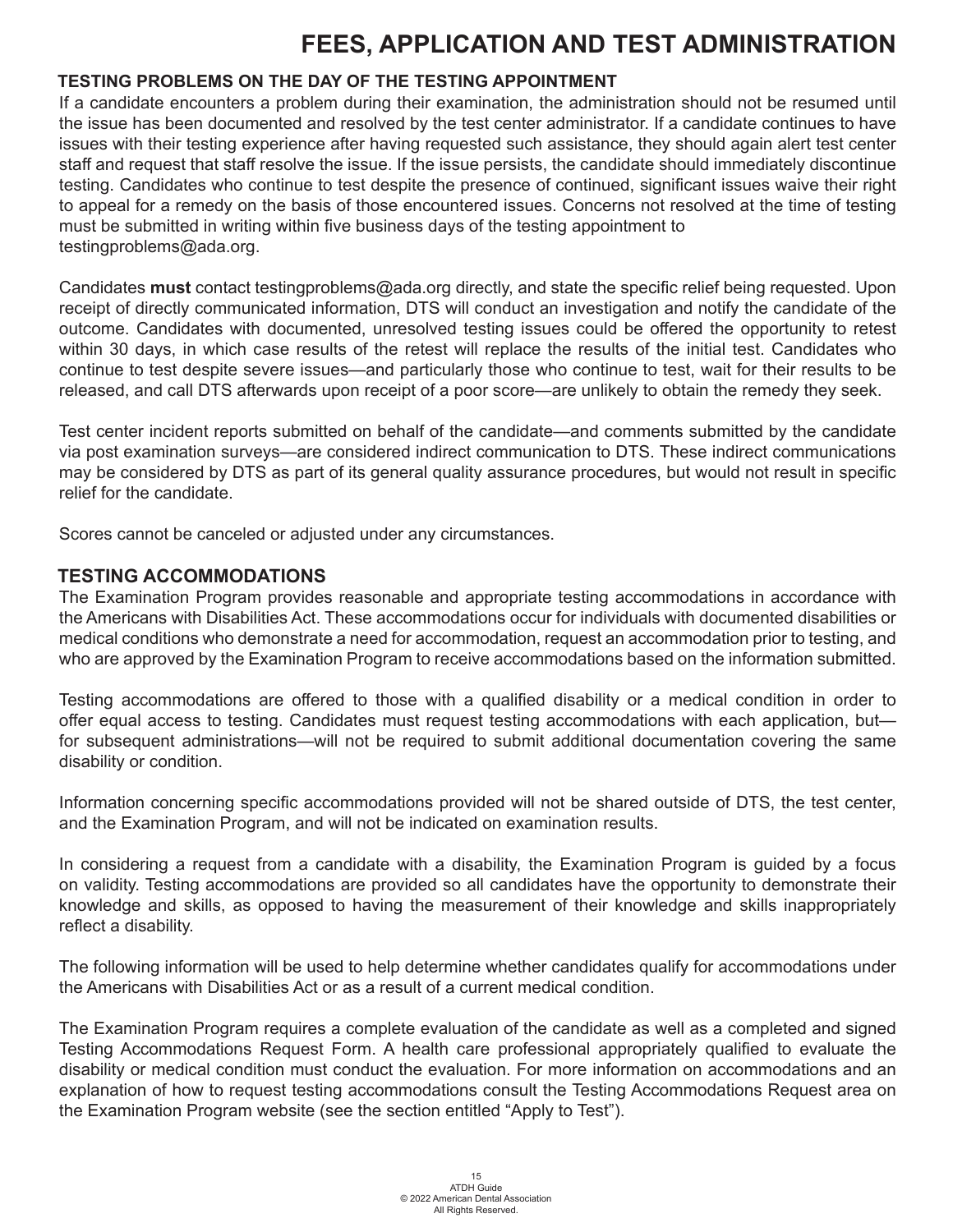# FEES, APPLICATION AND TEST ADMINISTRATION

## TESTING PROBLEMS ON THE DAY OF THE TESTING APPOINTMENT

If a candidate encounters a problem during their examination, the administration should not be resumed until the issue has been documented and resolved by the test center administrator. If a candidate continues to have issues with their testing experience after having requested such assistance, they should again alert test center staff and request that staff resolve the issue. If the issue persists, the candidate should immediately discontinue testing. Candidates who continue to test despite the presence of continued, significant issues waive their right to appeal for a remedy on the basis of those encountered issues. Concerns not resolved at the time of testing must be submitted in writing within five business days of the testing appointment to testingproblems@ada.org.

Candidates **must** contact testingproblems@ada.org directly, and state the specific relief being requested. Upon receipt of directly communicated information, DTS will conduct an investigation and notify the candidate of the outcome. Candidates with documented, unresolved testing issues could be offered the opportunity to retest within 30 days, in which case results of the retest will replace the results of the initial test. Candidates who continue to test despite severe issues—and particularly those who continue to test, wait for their results to be released, and call DTS afterwards upon receipt of a poor score—are unlikely to obtain the remedy they seek.

Test center incident reports submitted on behalf of the candidate—and comments submitted by the candidate via post examination surveys—are considered indirect communication to DTS. These indirect communications may be considered by DTS as part of its general quality assurance procedures, but would not result in specific relief for the candidate.

Scores cannot be canceled or adjusted under any circumstances.

## TESTING ACCOMMODATIONS

The Examination Program provides reasonable and appropriate testing accommodations in accordance with the Americans with Disabilities Act. These accommodations occur for individuals with documented disabilities or medical conditions who demonstrate a need for accommodation, request an accommodation prior to testing, and who are approved by the Examination Program to receive accommodations based on the information submitted.

Testing accommodations are offered to those with a qualified disability or a medical condition in order to offer equal access to testing. Candidates must request testing accommodations with each application, but—for subsequent administrations—will not be required to submit additional documentation covering the same disability or condition.

Information concerning specific accommodations provided will not be shared outside of DTS, the test center, and the Examination Program, and will not be indicated on examination results.

In considering a request from a candidate with a disability, the Examination Program is guided by a focus on validity. Testing accommodations are provided so all candidates have the opportunity to demonstrate their knowledge and skills, as opposed to having the measurement of their knowledge and skills inappropriately reflect a disability.

The following information will be used to help determine whether candidates qualify for accommodations under the Americans with Disabilities Act or as a result of a current medical condition.

The Examination Program requires a complete evaluation of the candidate as well as a completed and signed Testing Accommodations Request Form. A health care professional appropriately qualified to evaluate the disability or medical condition must conduct the evaluation. For more information on accommodations and an explanation of how to request testing accommodations consult the Testing Accommodations Request area on the Examination Program website (see the section entitled "Apply to Test").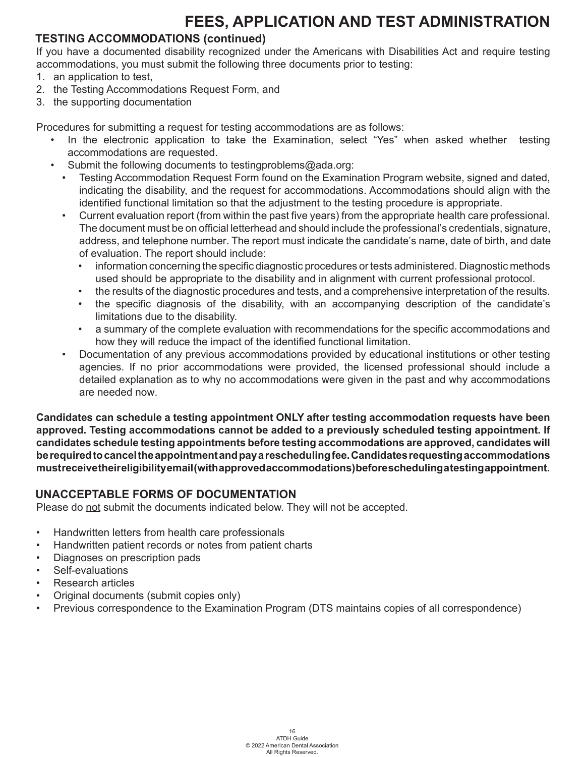# FEES, APPLICATION AND TEST ADMINISTRATION

## TESTING ACCOMMODATIONS (continued)

If you have a documented disability recognized under the Americans with Disabilities Act and require testing accommodations, you must submit the following three documents prior to testing:

1. an application to test,
2. the Testing Accommodations Request Form, and
3. the supporting documentation

Procedures for submitting a request for testing accommodations are as follows:

- In the electronic application to take the Examination, select "Yes" when asked whether testing accommodations are requested.
- Submit the following documents to testingproblems@ada.org:
  - Testing Accommodation Request Form found on the Examination Program website, signed and dated, indicating the disability, and the request for accommodations. Accommodations should align with the identified functional limitation so that the adjustment to the testing procedure is appropriate.
  - Current evaluation report (from within the past five years) from the appropriate health care professional. The document must be on official letterhead and should include the professional's credentials, signature, address, and telephone number. The report must indicate the candidate's name, date of birth, and date of evaluation. The report should include:
    - information concerning the specific diagnostic procedures or tests administered. Diagnostic methods used should be appropriate to the disability and in alignment with current professional protocol.
    - the results of the diagnostic procedures and tests, and a comprehensive interpretation of the results.
    - the specific diagnosis of the disability, with an accompanying description of the candidate's limitations due to the disability.
    - a summary of the complete evaluation with recommendations for the specific accommodations and how they will reduce the impact of the identified functional limitation.
  - Documentation of any previous accommodations provided by educational institutions or other testing agencies. If no prior accommodations were provided, the licensed professional should include a detailed explanation as to why no accommodations were given in the past and why accommodations are needed now.

**Candidates can schedule a testing appointment ONLY after testing accommodation requests have been approved. Testing accommodations cannot be added to a previously scheduled testing appointment. If candidates schedule testing appointments before testing accommodations are approved, candidates will be required to cancel the appointment and pay a rescheduling fee. Candidates requesting accommodations must receive their eligibility email (with approved accommodations) before scheduling a testing appointment.**

## UNACCEPTABLE FORMS OF DOCUMENTATION

Please do <u>not</u> submit the documents indicated below. They will not be accepted.

- Handwritten letters from health care professionals
- Handwritten patient records or notes from patient charts
- Diagnoses on prescription pads
- Self-evaluations
- Research articles
- Original documents (submit copies only)
- Previous correspondence to the Examination Program (DTS maintains copies of all correspondence)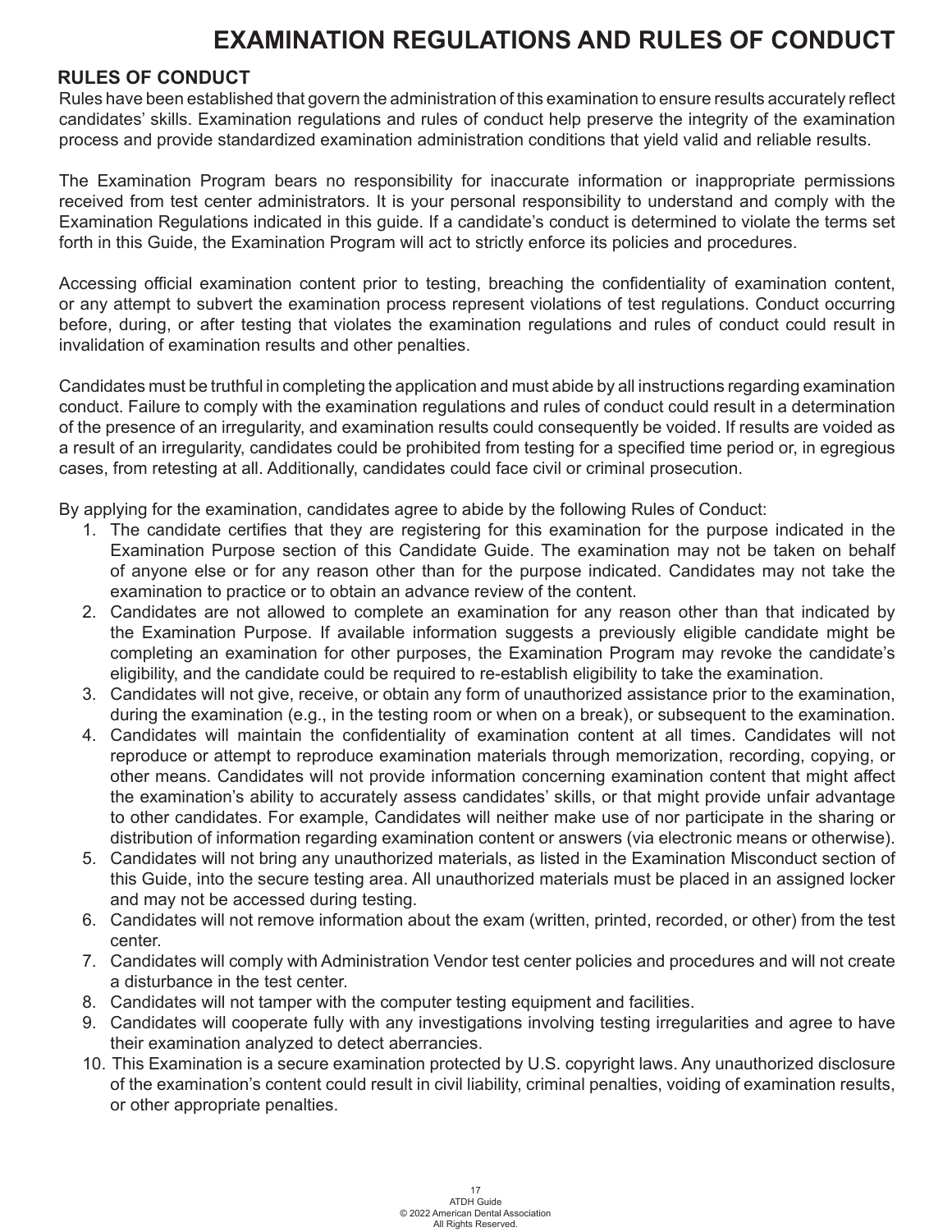# EXAMINATION REGULATIONS AND RULES OF CONDUCT

## RULES OF CONDUCT

Rules have been established that govern the administration of this examination to ensure results accurately reflect candidates' skills. Examination regulations and rules of conduct help preserve the integrity of the examination process and provide standardized examination administration conditions that yield valid and reliable results.

The Examination Program bears no responsibility for inaccurate information or inappropriate permissions received from test center administrators. It is your personal responsibility to understand and comply with the Examination Regulations indicated in this guide. If a candidate's conduct is determined to violate the terms set forth in this Guide, the Examination Program will act to strictly enforce its policies and procedures.

Accessing official examination content prior to testing, breaching the confidentiality of examination content, or any attempt to subvert the examination process represent violations of test regulations. Conduct occurring before, during, or after testing that violates the examination regulations and rules of conduct could result in invalidation of examination results and other penalties.

Candidates must be truthful in completing the application and must abide by all instructions regarding examination conduct. Failure to comply with the examination regulations and rules of conduct could result in a determination of the presence of an irregularity, and examination results could consequently be voided. If results are voided as a result of an irregularity, candidates could be prohibited from testing for a specified time period or, in egregious cases, from retesting at all. Additionally, candidates could face civil or criminal prosecution.

By applying for the examination, candidates agree to abide by the following Rules of Conduct:

1. The candidate certifies that they are registering for this examination for the purpose indicated in the Examination Purpose section of this Candidate Guide. The examination may not be taken on behalf of anyone else or for any reason other than for the purpose indicated. Candidates may not take the examination to practice or to obtain an advance review of the content.
2. Candidates are not allowed to complete an examination for any reason other than that indicated by the Examination Purpose. If available information suggests a previously eligible candidate might be completing an examination for other purposes, the Examination Program may revoke the candidate's eligibility, and the candidate could be required to re-establish eligibility to take the examination.
3. Candidates will not give, receive, or obtain any form of unauthorized assistance prior to the examination, during the examination (e.g., in the testing room or when on a break), or subsequent to the examination.
4. Candidates will maintain the confidentiality of examination content at all times. Candidates will not reproduce or attempt to reproduce examination materials through memorization, recording, copying, or other means. Candidates will not provide information concerning examination content that might affect the examination's ability to accurately assess candidates' skills, or that might provide unfair advantage to other candidates. For example, Candidates will neither make use of nor participate in the sharing or distribution of information regarding examination content or answers (via electronic means or otherwise).
5. Candidates will not bring any unauthorized materials, as listed in the Examination Misconduct section of this Guide, into the secure testing area. All unauthorized materials must be placed in an assigned locker and may not be accessed during testing.
6. Candidates will not remove information about the exam (written, printed, recorded, or other) from the test center.
7. Candidates will comply with Administration Vendor test center policies and procedures and will not create a disturbance in the test center.
8. Candidates will not tamper with the computer testing equipment and facilities.
9. Candidates will cooperate fully with any investigations involving testing irregularities and agree to have their examination analyzed to detect aberrancies.
10. This Examination is a secure examination protected by U.S. copyright laws. Any unauthorized disclosure of the examination's content could result in civil liability, criminal penalties, voiding of examination results, or other appropriate penalties.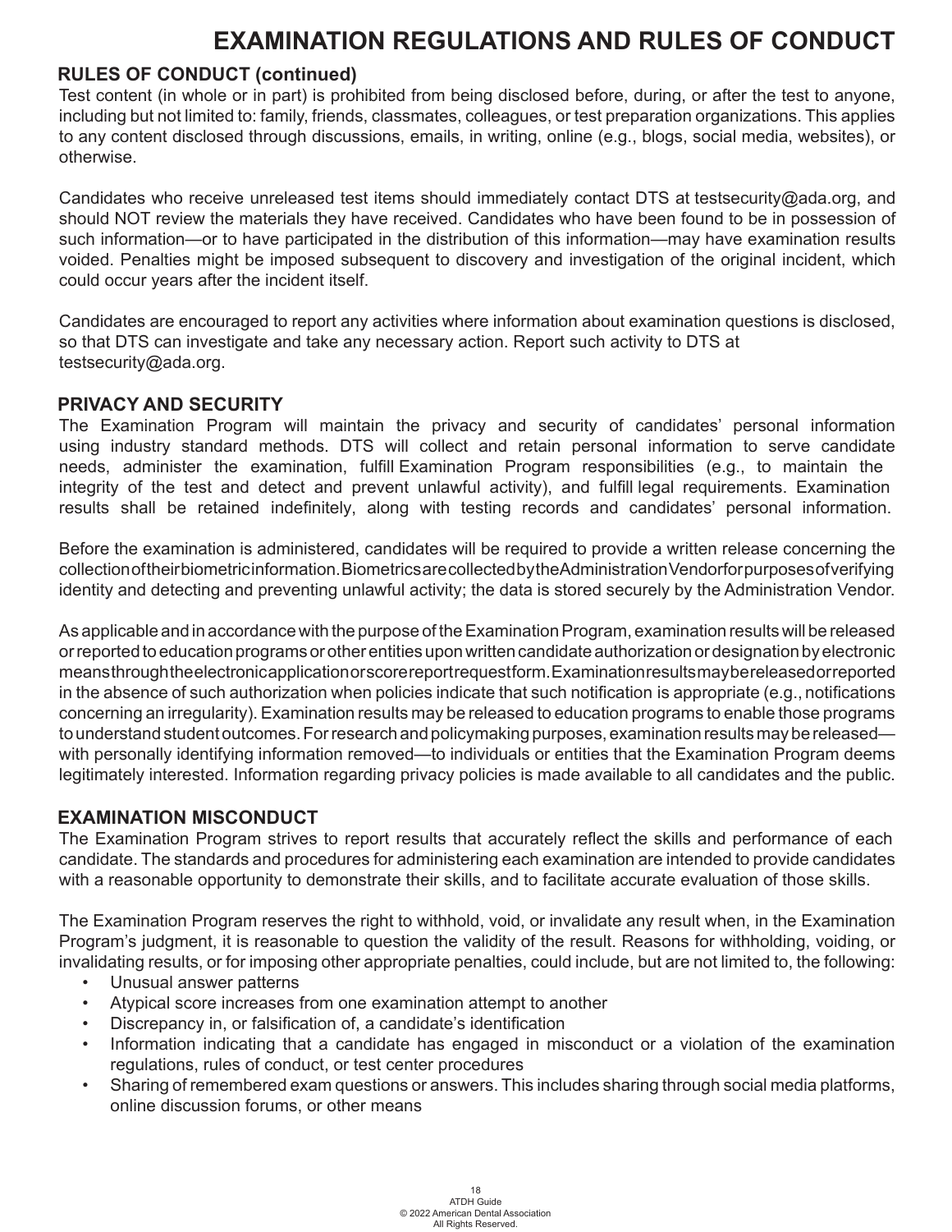# EXAMINATION REGULATIONS AND RULES OF CONDUCT

## RULES OF CONDUCT (continued)

Test content (in whole or in part) is prohibited from being disclosed before, during, or after the test to anyone, including but not limited to: family, friends, classmates, colleagues, or test preparation organizations. This applies to any content disclosed through discussions, emails, in writing, online (e.g., blogs, social media, websites), or otherwise.

Candidates who receive unreleased test items should immediately contact DTS at testsecurity@ada.org, and should NOT review the materials they have received. Candidates who have been found to be in possession of such information—or to have participated in the distribution of this information—may have examination results voided. Penalties might be imposed subsequent to discovery and investigation of the original incident, which could occur years after the incident itself.

Candidates are encouraged to report any activities where information about examination questions is disclosed, so that DTS can investigate and take any necessary action. Report such activity to DTS at testsecurity@ada.org.

## PRIVACY AND SECURITY

The Examination Program will maintain the privacy and security of candidates' personal information using industry standard methods. DTS will collect and retain personal information to serve candidate needs, administer the examination, fulfill Examination Program responsibilities (e.g., to maintain the integrity of the test and detect and prevent unlawful activity), and fulfill legal requirements. Examination results shall be retained indefinitely, along with testing records and candidates' personal information.

Before the examination is administered, candidates will be required to provide a written release concerning the collection of their biometric information. Biometrics are collected by the Administration Vendor for purposes of verifying identity and detecting and preventing unlawful activity; the data is stored securely by the Administration Vendor.

As applicable and in accordance with the purpose of the Examination Program, examination results will be released or reported to education programs or other entities upon written candidate authorization or designation by electronic means through the electronic application or score report request form. Examination results may be released or reported in the absence of such authorization when policies indicate that such notification is appropriate (e.g., notifications concerning an irregularity). Examination results may be released to education programs to enable those programs to understand student outcomes. For research and policymaking purposes, examination results may be released—with personally identifying information removed—to individuals or entities that the Examination Program deems legitimately interested. Information regarding privacy policies is made available to all candidates and the public.

## EXAMINATION MISCONDUCT

The Examination Program strives to report results that accurately reflect the skills and performance of each candidate. The standards and procedures for administering each examination are intended to provide candidates with a reasonable opportunity to demonstrate their skills, and to facilitate accurate evaluation of those skills.

The Examination Program reserves the right to withhold, void, or invalidate any result when, in the Examination Program's judgment, it is reasonable to question the validity of the result. Reasons for withholding, voiding, or invalidating results, or for imposing other appropriate penalties, could include, but are not limited to, the following:

- Unusual answer patterns
- Atypical score increases from one examination attempt to another
- Discrepancy in, or falsification of, a candidate's identification
- Information indicating that a candidate has engaged in misconduct or a violation of the examination regulations, rules of conduct, or test center procedures
- Sharing of remembered exam questions or answers. This includes sharing through social media platforms, online discussion forums, or other means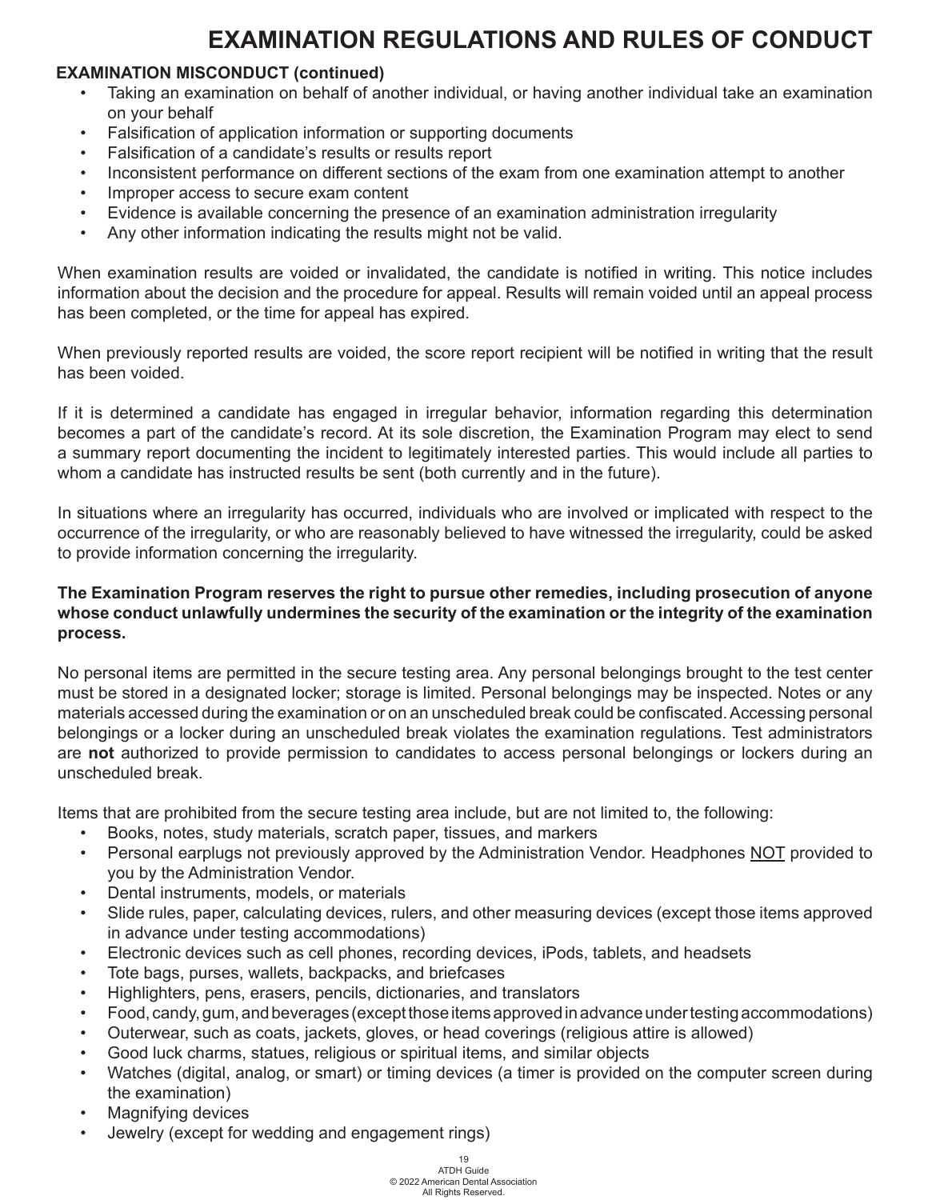# EXAMINATION REGULATIONS AND RULES OF CONDUCT

**EXAMINATION MISCONDUCT (continued)**

- Taking an examination on behalf of another individual, or having another individual take an examination on your behalf
- Falsification of application information or supporting documents
- Falsification of a candidate's results or results report
- Inconsistent performance on different sections of the exam from one examination attempt to another
- Improper access to secure exam content
- Evidence is available concerning the presence of an examination administration irregularity
- Any other information indicating the results might not be valid.

When examination results are voided or invalidated, the candidate is notified in writing. This notice includes information about the decision and the procedure for appeal. Results will remain voided until an appeal process has been completed, or the time for appeal has expired.

When previously reported results are voided, the score report recipient will be notified in writing that the result has been voided.

If it is determined a candidate has engaged in irregular behavior, information regarding this determination becomes a part of the candidate's record. At its sole discretion, the Examination Program may elect to send a summary report documenting the incident to legitimately interested parties. This would include all parties to whom a candidate has instructed results be sent (both currently and in the future).

In situations where an irregularity has occurred, individuals who are involved or implicated with respect to the occurrence of the irregularity, or who are reasonably believed to have witnessed the irregularity, could be asked to provide information concerning the irregularity.

**The Examination Program reserves the right to pursue other remedies, including prosecution of anyone whose conduct unlawfully undermines the security of the examination or the integrity of the examination process.**

No personal items are permitted in the secure testing area. Any personal belongings brought to the test center must be stored in a designated locker; storage is limited. Personal belongings may be inspected. Notes or any materials accessed during the examination or on an unscheduled break could be confiscated. Accessing personal belongings or a locker during an unscheduled break violates the examination regulations. Test administrators are **not** authorized to provide permission to candidates to access personal belongings or lockers during an unscheduled break.

Items that are prohibited from the secure testing area include, but are not limited to, the following:

- Books, notes, study materials, scratch paper, tissues, and markers
- Personal earplugs not previously approved by the Administration Vendor. Headphones <u>NOT</u> provided to you by the Administration Vendor.
- Dental instruments, models, or materials
- Slide rules, paper, calculating devices, rulers, and other measuring devices (except those items approved in advance under testing accommodations)
- Electronic devices such as cell phones, recording devices, iPods, tablets, and headsets
- Tote bags, purses, wallets, backpacks, and briefcases
- Highlighters, pens, erasers, pencils, dictionaries, and translators
- Food, candy, gum, and beverages (except those items approved in advance under testing accommodations)
- Outerwear, such as coats, jackets, gloves, or head coverings (religious attire is allowed)
- Good luck charms, statues, religious or spiritual items, and similar objects
- Watches (digital, analog, or smart) or timing devices (a timer is provided on the computer screen during the examination)
- Magnifying devices
- Jewelry (except for wedding and engagement rings)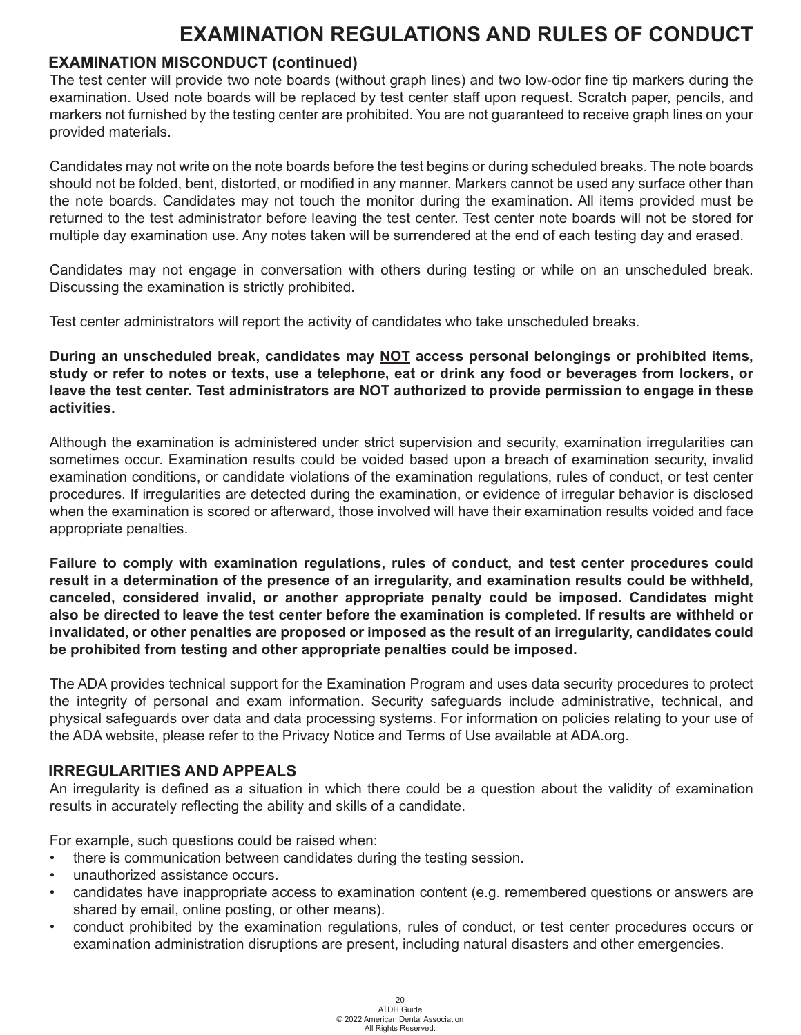# EXAMINATION REGULATIONS AND RULES OF CONDUCT

## EXAMINATION MISCONDUCT (continued)

The test center will provide two note boards (without graph lines) and two low-odor fine tip markers during the examination. Used note boards will be replaced by test center staff upon request. Scratch paper, pencils, and markers not furnished by the testing center are prohibited. You are not guaranteed to receive graph lines on your provided materials.

Candidates may not write on the note boards before the test begins or during scheduled breaks. The note boards should not be folded, bent, distorted, or modified in any manner. Markers cannot be used any surface other than the note boards. Candidates may not touch the monitor during the examination. All items provided must be returned to the test administrator before leaving the test center. Test center note boards will not be stored for multiple day examination use. Any notes taken will be surrendered at the end of each testing day and erased.

Candidates may not engage in conversation with others during testing or while on an unscheduled break. Discussing the examination is strictly prohibited.

Test center administrators will report the activity of candidates who take unscheduled breaks.

**During an unscheduled break, candidates may NOT access personal belongings or prohibited items, study or refer to notes or texts, use a telephone, eat or drink any food or beverages from lockers, or leave the test center. Test administrators are NOT authorized to provide permission to engage in these activities.**

Although the examination is administered under strict supervision and security, examination irregularities can sometimes occur. Examination results could be voided based upon a breach of examination security, invalid examination conditions, or candidate violations of the examination regulations, rules of conduct, or test center procedures. If irregularities are detected during the examination, or evidence of irregular behavior is disclosed when the examination is scored or afterward, those involved will have their examination results voided and face appropriate penalties.

**Failure to comply with examination regulations, rules of conduct, and test center procedures could result in a determination of the presence of an irregularity, and examination results could be withheld, canceled, considered invalid, or another appropriate penalty could be imposed. Candidates might also be directed to leave the test center before the examination is completed. If results are withheld or invalidated, or other penalties are proposed or imposed as the result of an irregularity, candidates could be prohibited from testing and other appropriate penalties could be imposed.**

The ADA provides technical support for the Examination Program and uses data security procedures to protect the integrity of personal and exam information. Security safeguards include administrative, technical, and physical safeguards over data and data processing systems. For information on policies relating to your use of the ADA website, please refer to the Privacy Notice and Terms of Use available at ADA.org.

## IRREGULARITIES AND APPEALS

An irregularity is defined as a situation in which there could be a question about the validity of examination results in accurately reflecting the ability and skills of a candidate.

For example, such questions could be raised when:

- there is communication between candidates during the testing session.
- unauthorized assistance occurs.
- candidates have inappropriate access to examination content (e.g. remembered questions or answers are shared by email, online posting, or other means).
- conduct prohibited by the examination regulations, rules of conduct, or test center procedures occurs or examination administration disruptions are present, including natural disasters and other emergencies.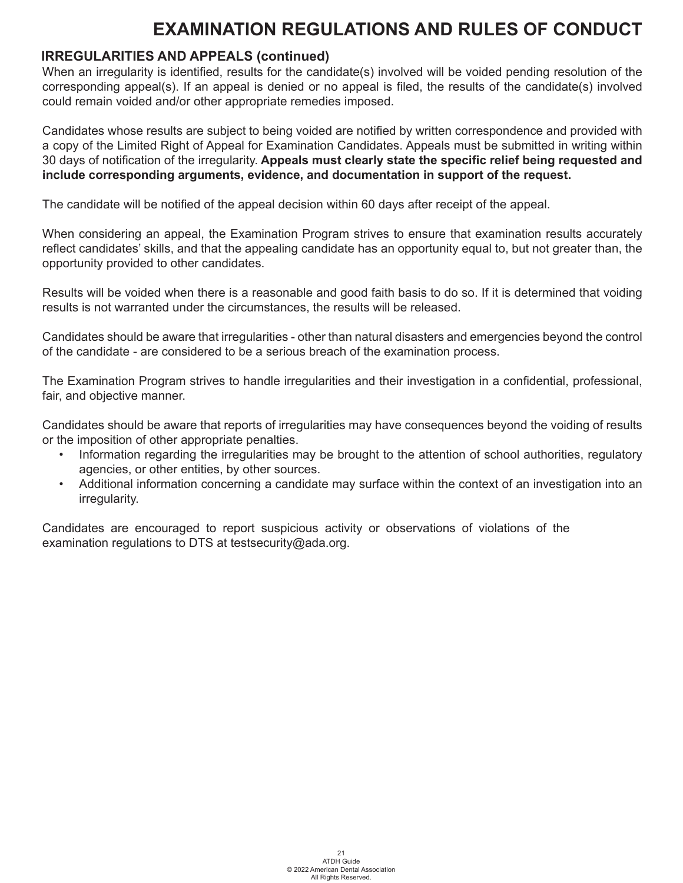# EXAMINATION REGULATIONS AND RULES OF CONDUCT

## IRREGULARITIES AND APPEALS (continued)

When an irregularity is identified, results for the candidate(s) involved will be voided pending resolution of the corresponding appeal(s). If an appeal is denied or no appeal is filed, the results of the candidate(s) involved could remain voided and/or other appropriate remedies imposed.

Candidates whose results are subject to being voided are notified by written correspondence and provided with a copy of the Limited Right of Appeal for Examination Candidates. Appeals must be submitted in writing within 30 days of notification of the irregularity. **Appeals must clearly state the specific relief being requested and include corresponding arguments, evidence, and documentation in support of the request.**

The candidate will be notified of the appeal decision within 60 days after receipt of the appeal.

When considering an appeal, the Examination Program strives to ensure that examination results accurately reflect candidates' skills, and that the appealing candidate has an opportunity equal to, but not greater than, the opportunity provided to other candidates.

Results will be voided when there is a reasonable and good faith basis to do so. If it is determined that voiding results is not warranted under the circumstances, the results will be released.

Candidates should be aware that irregularities - other than natural disasters and emergencies beyond the control of the candidate - are considered to be a serious breach of the examination process.

The Examination Program strives to handle irregularities and their investigation in a confidential, professional, fair, and objective manner.

Candidates should be aware that reports of irregularities may have consequences beyond the voiding of results or the imposition of other appropriate penalties.

- Information regarding the irregularities may be brought to the attention of school authorities, regulatory agencies, or other entities, by other sources.
- Additional information concerning a candidate may surface within the context of an investigation into an irregularity.

Candidates are encouraged to report suspicious activity or observations of violations of the examination regulations to DTS at testsecurity@ada.org.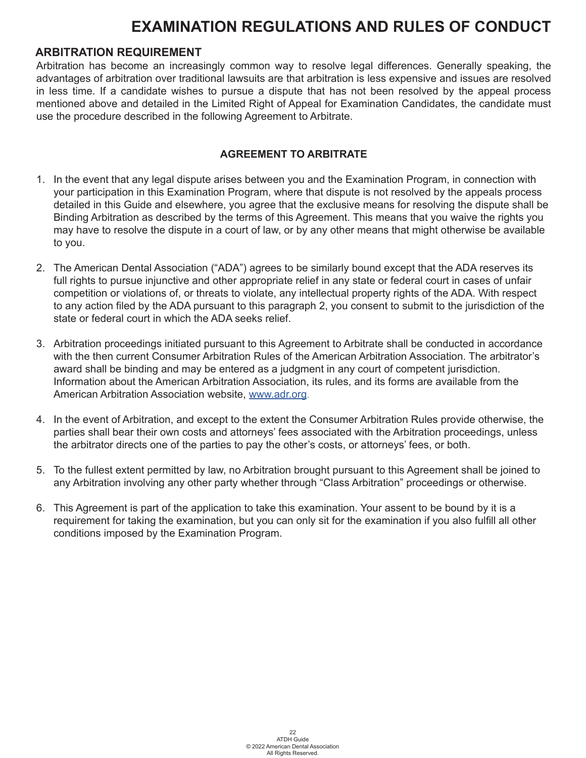# EXAMINATION REGULATIONS AND RULES OF CONDUCT

## ARBITRATION REQUIREMENT

Arbitration has become an increasingly common way to resolve legal differences. Generally speaking, the advantages of arbitration over traditional lawsuits are that arbitration is less expensive and issues are resolved in less time. If a candidate wishes to pursue a dispute that has not been resolved by the appeal process mentioned above and detailed in the Limited Right of Appeal for Examination Candidates, the candidate must use the procedure described in the following Agreement to Arbitrate.

### AGREEMENT TO ARBITRATE

1. In the event that any legal dispute arises between you and the Examination Program, in connection with your participation in this Examination Program, where that dispute is not resolved by the appeals process detailed in this Guide and elsewhere, you agree that the exclusive means for resolving the dispute shall be Binding Arbitration as described by the terms of this Agreement. This means that you waive the rights you may have to resolve the dispute in a court of law, or by any other means that might otherwise be available to you.

2. The American Dental Association ("ADA") agrees to be similarly bound except that the ADA reserves its full rights to pursue injunctive and other appropriate relief in any state or federal court in cases of unfair competition or violations of, or threats to violate, any intellectual property rights of the ADA. With respect to any action filed by the ADA pursuant to this paragraph 2, you consent to submit to the jurisdiction of the state or federal court in which the ADA seeks relief.

3. Arbitration proceedings initiated pursuant to this Agreement to Arbitrate shall be conducted in accordance with the then current Consumer Arbitration Rules of the American Arbitration Association. The arbitrator's award shall be binding and may be entered as a judgment in any court of competent jurisdiction. Information about the American Arbitration Association, its rules, and its forms are available from the American Arbitration Association website, www.adr.org.

4. In the event of Arbitration, and except to the extent the Consumer Arbitration Rules provide otherwise, the parties shall bear their own costs and attorneys' fees associated with the Arbitration proceedings, unless the arbitrator directs one of the parties to pay the other's costs, or attorneys' fees, or both.

5. To the fullest extent permitted by law, no Arbitration brought pursuant to this Agreement shall be joined to any Arbitration involving any other party whether through "Class Arbitration" proceedings or otherwise.

6. This Agreement is part of the application to take this examination. Your assent to be bound by it is a requirement for taking the examination, but you can only sit for the examination if you also fulfill all other conditions imposed by the Examination Program.